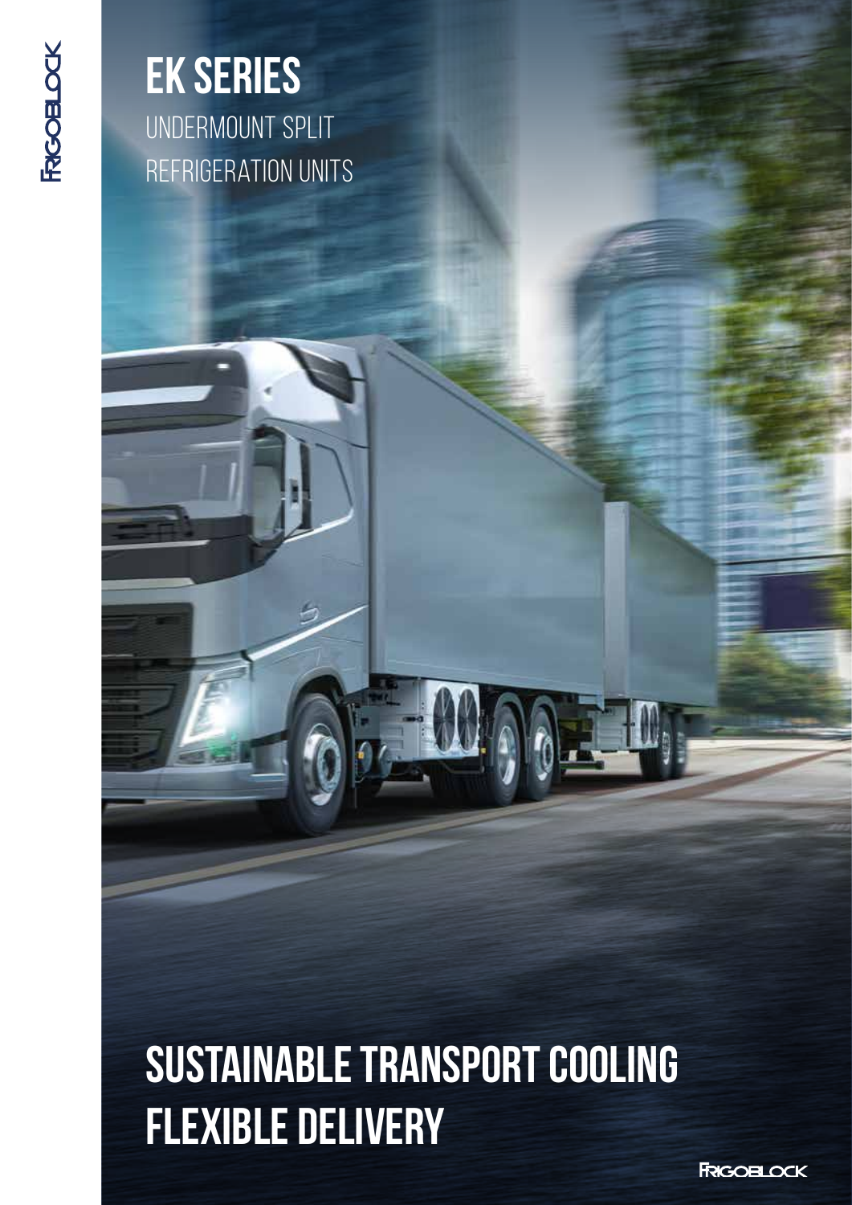# EK SERIES

UNDERMOUNT SPLIT
REFRIGERATION UNITS

# SUSTAINABLE TRANSPORT COOLING FLEXIBLE DELIVERY

FRIGOBLOCK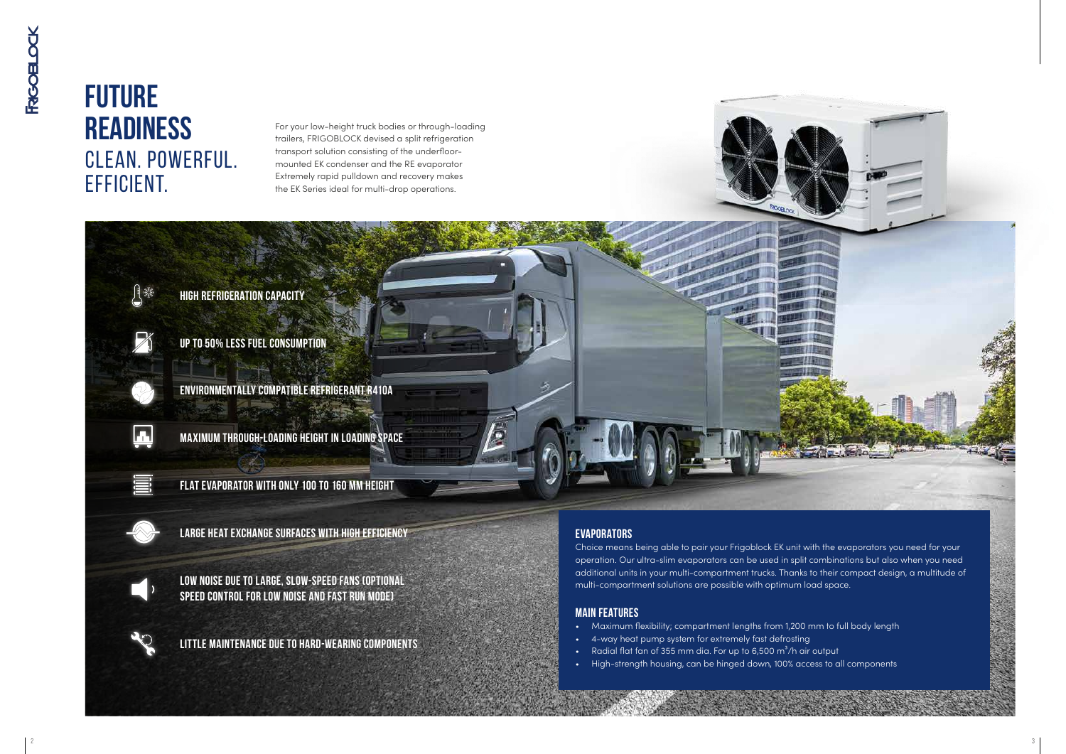# FUTURE READINESS

## CLEAN. POWERFUL. EFFICIENT.

For your low-height truck bodies or through-loading trailers, FRIGOBLOCK devised a split refrigeration transport solution consisting of the underfloor-mounted EK condenser and the RE evaporator Extremely rapid pulldown and recovery makes the EK Series ideal for multi-drop operations.

- **HIGH REFRIGERATION CAPACITY**
- **UP TO 50% LESS FUEL CONSUMPTION**
- **ENVIRONMENTALLY COMPATIBLE REFRIGERANT R410A**
- **MAXIMUM THROUGH-LOADING HEIGHT IN LOADING SPACE**
- **FLAT EVAPORATOR WITH ONLY 100 TO 160 MM HEIGHT**
- **LARGE HEAT EXCHANGE SURFACES WITH HIGH EFFICIENCY**
- **LOW NOISE DUE TO LARGE, SLOW-SPEED FANS (OPTIONAL SPEED CONTROL FOR LOW NOISE AND FAST RUN MODE)**
- **LITTLE MAINTENANCE DUE TO HARD-WEARING COMPONENTS**

### EVAPORATORS

Choice means being able to pair your Frigoblock EK unit with the evaporators you need for your operation. Our ultra-slim evaporators can be used in split combinations but also when you need additional units in your multi-compartment trucks. Thanks to their compact design, a multitude of multi-compartment solutions are possible with optimum load space.

### MAIN FEATURES

- Maximum flexibility; compartment lengths from 1,200 mm to full body length
- 4-way heat pump system for extremely fast defrosting
- Radial flat fan of 355 mm dia. For up to 6,500 $m^3$/h air output
- High-strength housing, can be hinged down, 100% access to all components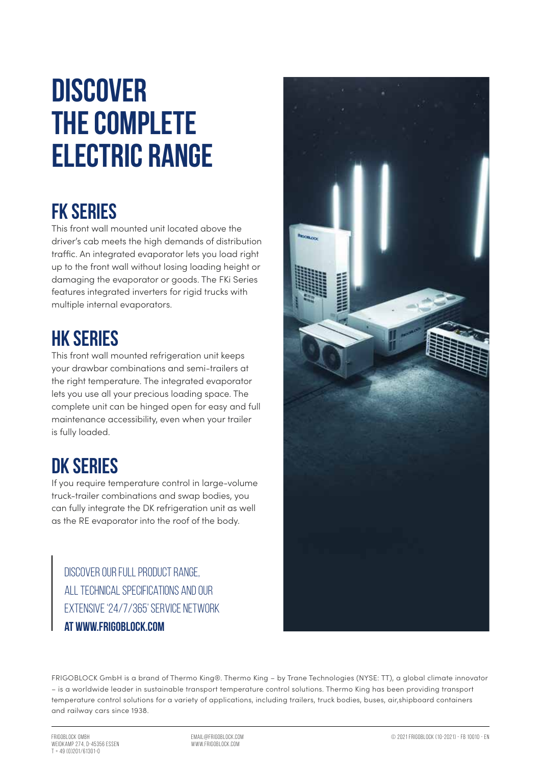# DISCOVER THE COMPLETE ELECTRIC RANGE

## FK SERIES

This front wall mounted unit located above the driver's cab meets the high demands of distribution traffic. An integrated evaporator lets you load right up to the front wall without losing loading height or damaging the evaporator or goods. The FKi Series features integrated inverters for rigid trucks with multiple internal evaporators.

## HK SERIES

This front wall mounted refrigeration unit keeps your drawbar combinations and semi-trailers at the right temperature. The integrated evaporator lets you use all your precious loading space. The complete unit can be hinged open for easy and full maintenance accessibility, even when your trailer is fully loaded.

## DK SERIES

If you require temperature control in large-volume truck-trailer combinations and swap bodies, you can fully integrate the DK refrigeration unit as well as the RE evaporator into the roof of the body.

DISCOVER OUR FULL PRODUCT RANGE, ALL TECHNICAL SPECIFICATIONS AND OUR EXTENSIVE '24/7/365' SERVICE NETWORK
**AT WWW.FRIGOBLOCK.COM**

FRIGOBLOCK GmbH is a brand of Thermo King®. Thermo King – by Trane Technologies (NYSE: TT), a global climate innovator – is a worldwide leader in sustainable transport temperature control solutions. Thermo King has been providing transport temperature control solutions for a variety of applications, including trailers, truck bodies, buses, air,shipboard containers and railway cars since 1938.

FRIGOBLOCK GMBH
WEIDKAMP 274, D-45356 ESSEN
T + 49 (0)201/61301-0

EMAIL@FRIGOBLOCK.COM
WWW.FRIGOBLOCK.COM

© 2021 FRIGOBLOCK (10-2021) - FB 10010 - EN